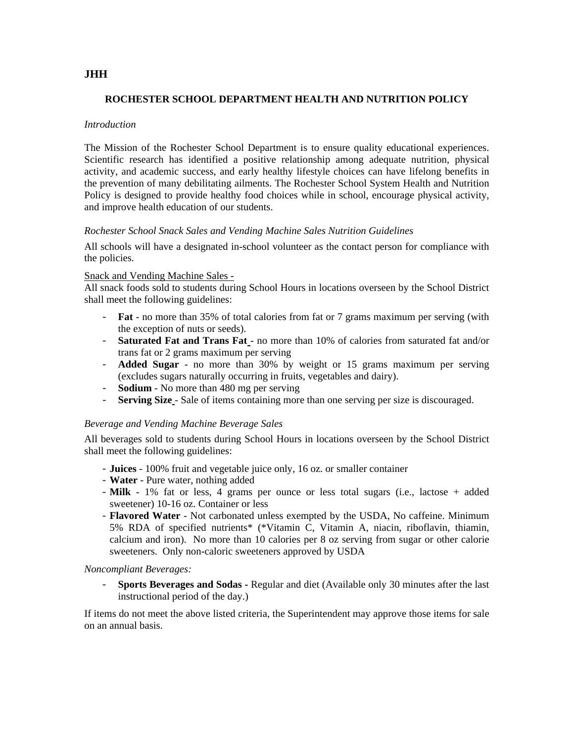**JHH**

## ROCHESTER SCHOOL DEPARTMENT HEALTH AND NUTRITION POLICY

*Introduction*

The Mission of the Rochester School Department is to ensure quality educational experiences. Scientific research has identified a positive relationship among adequate nutrition, physical activity, and academic success, and early healthy lifestyle choices can have lifelong benefits in the prevention of many debilitating ailments. The Rochester School System Health and Nutrition Policy is designed to provide healthy food choices while in school, encourage physical activity, and improve health education of our students.

*Rochester School Snack Sales and Vending Machine Sales Nutrition Guidelines*

All schools will have a designated in-school volunteer as the contact person for compliance with the policies.

Snack and Vending Machine Sales -
All snack foods sold to students during School Hours in locations overseen by the School District shall meet the following guidelines:

- **Fat** - no more than 35% of total calories from fat or 7 grams maximum per serving (with the exception of nuts or seeds).
- **Saturated Fat and Trans Fat** - no more than 10% of calories from saturated fat and/or trans fat or 2 grams maximum per serving
- **Added Sugar** - no more than 30% by weight or 15 grams maximum per serving (excludes sugars naturally occurring in fruits, vegetables and dairy).
- **Sodium** - No more than 480 mg per serving
- **Serving Size** - Sale of items containing more than one serving per size is discouraged.

*Beverage and Vending Machine Beverage Sales*

All beverages sold to students during School Hours in locations overseen by the School District shall meet the following guidelines:

- **Juices** - 100% fruit and vegetable juice only, 16 oz. or smaller container
- **Water** - Pure water, nothing added
- **Milk** - 1% fat or less, 4 grams per ounce or less total sugars (i.e., lactose + added sweetener) 10-16 oz. Container or less
- **Flavored Water** - Not carbonated unless exempted by the USDA, No caffeine. Minimum 5% RDA of specified nutrients* (*Vitamin C, Vitamin A, niacin, riboflavin, thiamin, calcium and iron). No more than 10 calories per 8 oz serving from sugar or other calorie sweeteners. Only non-caloric sweeteners approved by USDA

*Noncompliant Beverages:*

- **Sports Beverages and Sodas -** Regular and diet (Available only 30 minutes after the last instructional period of the day.)

If items do not meet the above listed criteria, the Superintendent may approve those items for sale on an annual basis.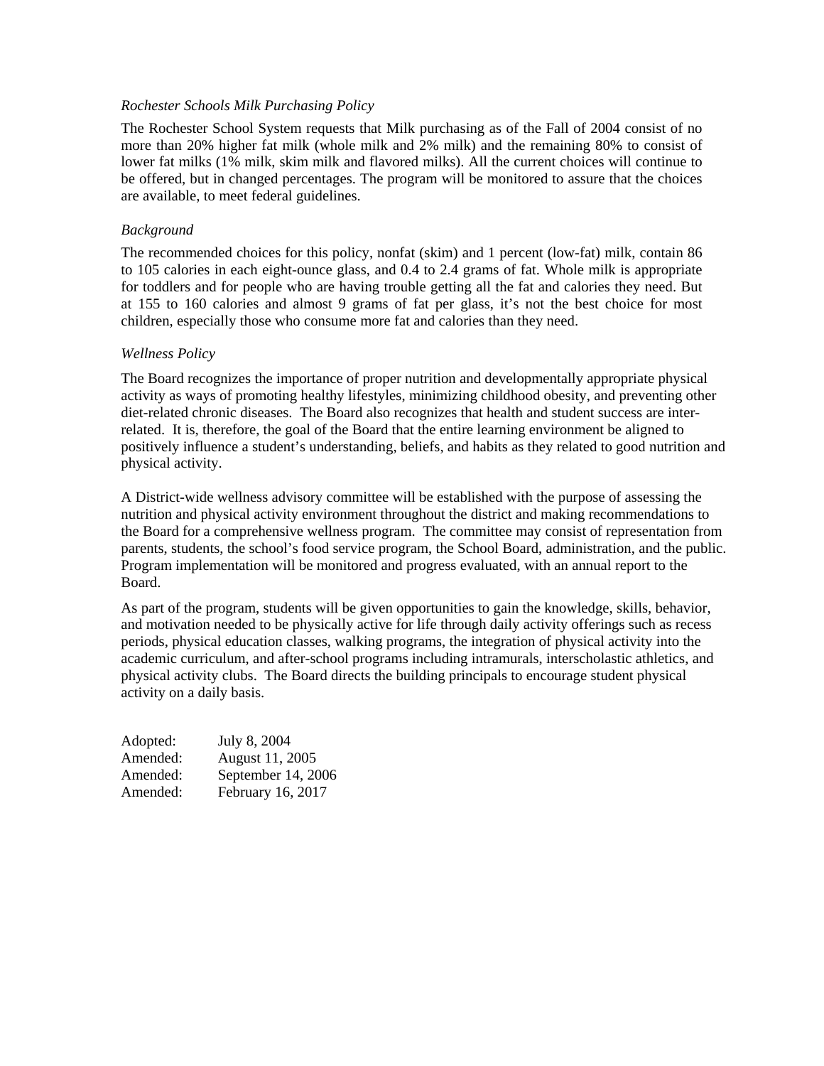*Rochester Schools Milk Purchasing Policy*

The Rochester School System requests that Milk purchasing as of the Fall of 2004 consist of no more than 20% higher fat milk (whole milk and 2% milk) and the remaining 80% to consist of lower fat milks (1% milk, skim milk and flavored milks). All the current choices will continue to be offered, but in changed percentages. The program will be monitored to assure that the choices are available, to meet federal guidelines.

*Background*

The recommended choices for this policy, nonfat (skim) and 1 percent (low-fat) milk, contain 86 to 105 calories in each eight-ounce glass, and 0.4 to 2.4 grams of fat. Whole milk is appropriate for toddlers and for people who are having trouble getting all the fat and calories they need. But at 155 to 160 calories and almost 9 grams of fat per glass, it's not the best choice for most children, especially those who consume more fat and calories than they need.

*Wellness Policy*

The Board recognizes the importance of proper nutrition and developmentally appropriate physical activity as ways of promoting healthy lifestyles, minimizing childhood obesity, and preventing other diet-related chronic diseases. The Board also recognizes that health and student success are inter-related. It is, therefore, the goal of the Board that the entire learning environment be aligned to positively influence a student's understanding, beliefs, and habits as they related to good nutrition and physical activity.

A District-wide wellness advisory committee will be established with the purpose of assessing the nutrition and physical activity environment throughout the district and making recommendations to the Board for a comprehensive wellness program. The committee may consist of representation from parents, students, the school's food service program, the School Board, administration, and the public. Program implementation will be monitored and progress evaluated, with an annual report to the Board.

As part of the program, students will be given opportunities to gain the knowledge, skills, behavior, and motivation needed to be physically active for life through daily activity offerings such as recess periods, physical education classes, walking programs, the integration of physical activity into the academic curriculum, and after-school programs including intramurals, interscholastic athletics, and physical activity clubs. The Board directs the building principals to encourage student physical activity on a daily basis.

| | |
|---|---|
| Adopted: | July 8, 2004 |
| Amended: | August 11, 2005 |
| Amended: | September 14, 2006 |
| Amended: | February 16, 2017 |